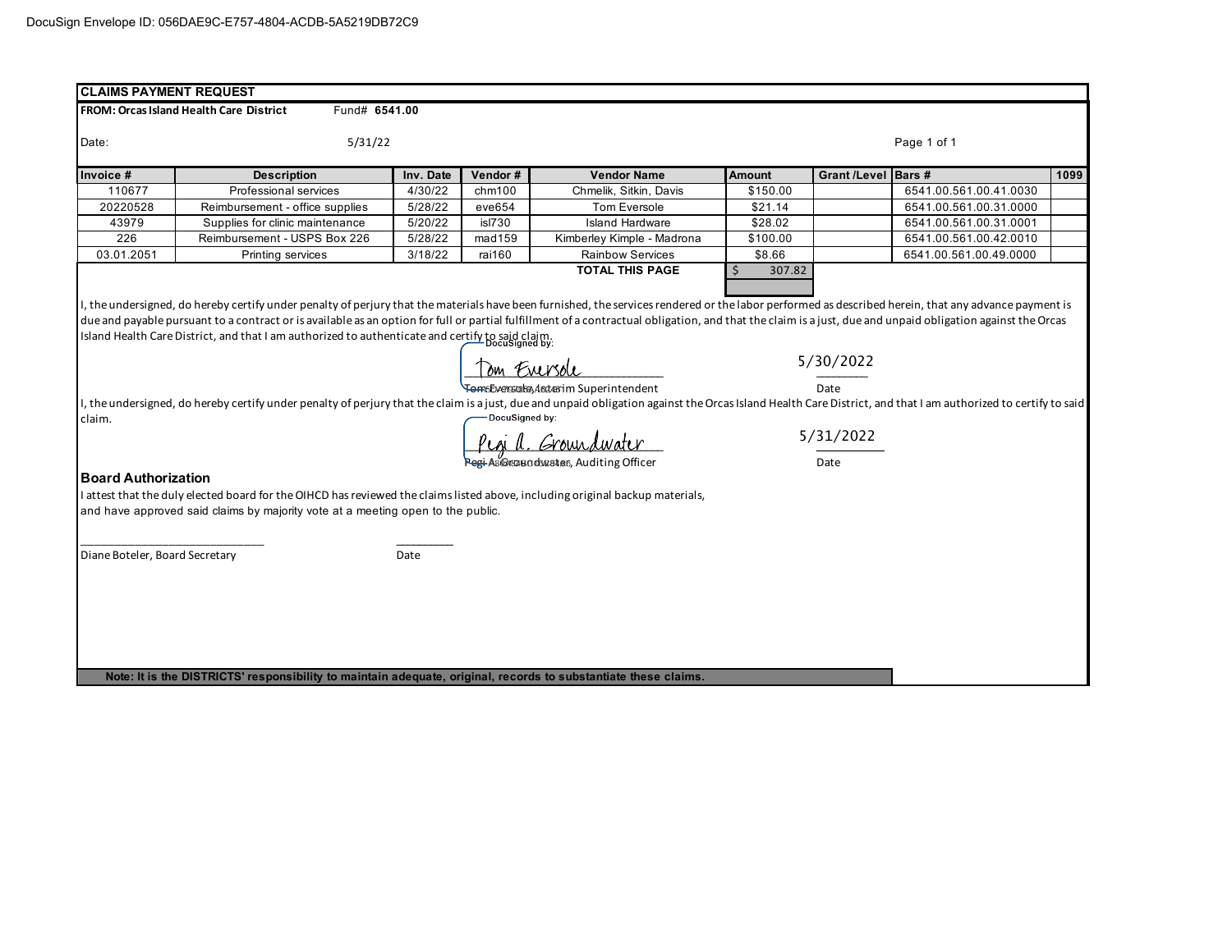DocuSign Envelope ID: 056DAE9C-E757-4804-ACDB-5A5219DB72C9

# CLAIMS PAYMENT REQUEST

**FROM: Orcas Island Health Care District** Fund# **6541.00**

Date: 5/31/22

| Invoice # | Description | Inv. Date | Vendor # | Vendor Name | Amount | Grant /Level | Bars # | 1099 |
|---|---|---|---|---|---|---|---|---|
| 110677 | Professional services | 4/30/22 | chm100 | Chmelik, Sitkin, Davis | $150.00 | | 6541.00.561.00.41.0030 | |
| 20220528 | Reimbursement - office supplies | 5/28/22 | eve654 | Tom Eversole | $21.14 | | 6541.00.561.00.31.0000 | |
| 43979 | Supplies for clinic maintenance | 5/20/22 | isl730 | Island Hardware | $28.02 | | 6541.00.561.00.31.0001 | |
| 226 | Reimbursement - USPS Box 226 | 5/28/22 | mad159 | Kimberley Kimple - Madrona | $100.00 | | 6541.00.561.00.42.0010 | |
| 03.01.2051 | Printing services | 3/18/22 | rai160 | Rainbow Services | $8.66 | | 6541.00.561.00.49.0000 | |
| | | | | **TOTAL THIS PAGE** | $ 307.82 | | | |

I, the undersigned, do hereby certify under penalty of perjury that the materials have been furnished, the services rendered or the labor performed as described herein, that any advance payment is due and payable pursuant to a contract or is available as an option for full or partial fulfillment of a contractual obligation, and that the claim is a just, due and unpaid obligation against the Orcas Island Health Care District, and that I am authorized to authenticate and certify to said claim.

DocuSigned by: Tom Eversole

Tom Eversole, Interim Superintendent — Date: 5/30/2022

I, the undersigned, do hereby certify under penalty of perjury that the claim is a just, due and unpaid obligation against the Orcas Island Health Care District, and that I am authorized to certify to said claim.

DocuSigned by: Pegi A. Groundwater

Pegi A. Groundwater, Auditing Officer — Date: 5/31/2022

## Board Authorization

I attest that the duly elected board for the OIHCD has reviewed the claims listed above, including original backup materials, and have approved said claims by majority vote at a meeting open to the public.

\_\_\_\_\_\_\_\_\_\_\_\_\_\_\_\_\_\_\_\_\_\_\_\_\_\_\_\_\_\_ \_\_\_\_\_\_\_\_\_

Diane Boteler, Board Secretary — Date

**Note: It is the DISTRICTS' responsibility to maintain adequate, original, records to substantiate these claims.**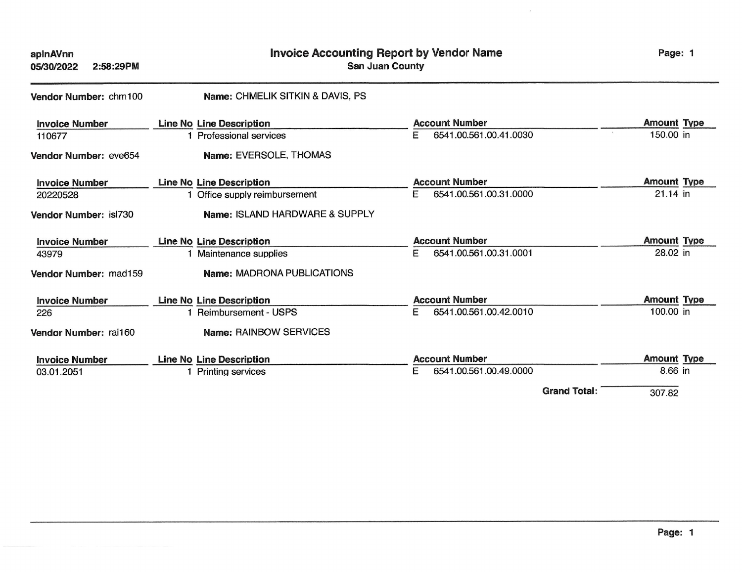apInAVnn
05/30/2022 2:58:29PM

# Invoice Accounting Report by Vendor Name

## San Juan County

**Vendor Number:** chm100 **Name:** CHMELIK SITKIN & DAVIS, PS

| Invoice Number | Line No | Line Description | | Account Number | Amount | Type |
|---|---|---|---|---|---|---|
| 110677 | 1 | Professional services | E | 6541.00.561.00.41.0030 | 150.00 | in |

**Vendor Number:** eve654 **Name:** EVERSOLE, THOMAS

| Invoice Number | Line No | Line Description | | Account Number | Amount | Type |
|---|---|---|---|---|---|---|
| 20220528 | 1 | Office supply reimbursement | E | 6541.00.561.00.31.0000 | 21.14 | in |

**Vendor Number:** isl730 **Name:** ISLAND HARDWARE & SUPPLY

| Invoice Number | Line No | Line Description | | Account Number | Amount | Type |
|---|---|---|---|---|---|---|
| 43979 | 1 | Maintenance supplies | E | 6541.00.561.00.31.0001 | 28.02 | in |

**Vendor Number:** mad159 **Name:** MADRONA PUBLICATIONS

| Invoice Number | Line No | Line Description | | Account Number | Amount | Type |
|---|---|---|---|---|---|---|
| 226 | 1 | Reimbursement - USPS | E | 6541.00.561.00.42.0010 | 100.00 | in |

**Vendor Number:** rai160 **Name:** RAINBOW SERVICES

| Invoice Number | Line No | Line Description | | Account Number | Amount | Type |
|---|---|---|---|---|---|---|
| 03.01.2051 | 1 | Printing services | E | 6541.00.561.00.49.0000 | 8.66 | in |

**Grand Total:** 307.82